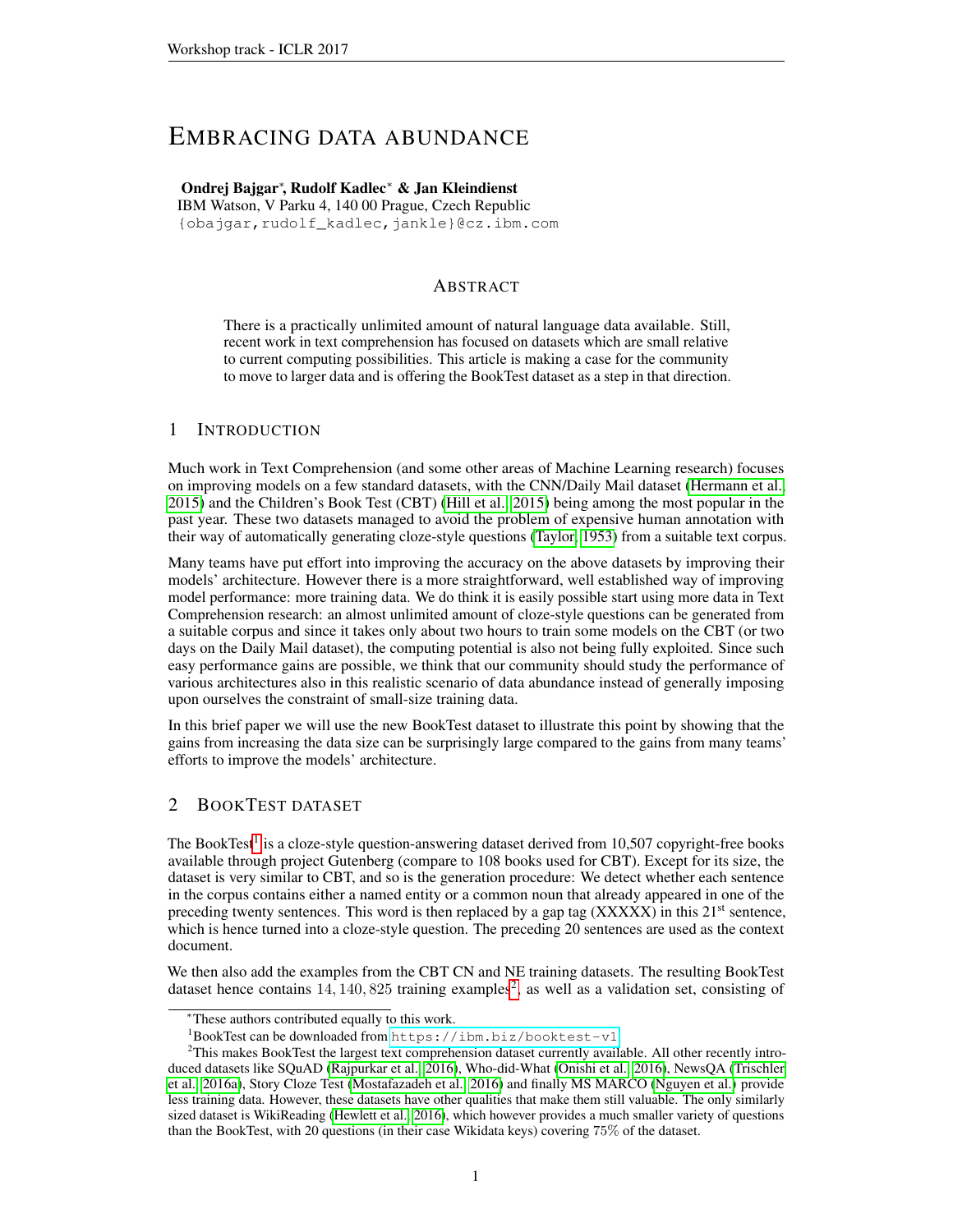# EMBRACING DATA ABUNDANCE

**Ondrej Bajgar*, Rudolf Kadlec* & Jan Kleindienst**
IBM Watson, V Parku 4, 140 00 Prague, Czech Republic
{obajgar,rudolf_kadlec,jankle}@cz.ibm.com

## ABSTRACT

There is a practically unlimited amount of natural language data available. Still, recent work in text comprehension has focused on datasets which are small relative to current computing possibilities. This article is making a case for the community to move to larger data and is offering the BookTest dataset as a step in that direction.

## 1 INTRODUCTION

Much work in Text Comprehension (and some other areas of Machine Learning research) focuses on improving models on a few standard datasets, with the CNN/Daily Mail dataset (Hermann et al., 2015) and the Children's Book Test (CBT) (Hill et al., 2015) being among the most popular in the past year. These two datasets managed to avoid the problem of expensive human annotation with their way of automatically generating cloze-style questions (Taylor, 1953) from a suitable text corpus.

Many teams have put effort into improving the accuracy on the above datasets by improving their models' architecture. However there is a more straightforward, well established way of improving model performance: more training data. We do think it is easily possible start using more data in Text Comprehension research: an almost unlimited amount of cloze-style questions can be generated from a suitable corpus and since it takes only about two hours to train some models on the CBT (or two days on the Daily Mail dataset), the computing potential is also not being fully exploited. Since such easy performance gains are possible, we think that our community should study the performance of various architectures also in this realistic scenario of data abundance instead of generally imposing upon ourselves the constraint of small-size training data.

In this brief paper we will use the new BookTest dataset to illustrate this point by showing that the gains from increasing the data size can be surprisingly large compared to the gains from many teams' efforts to improve the models' architecture.

## 2 BOOKTEST DATASET

The BookTest[1] is a cloze-style question-answering dataset derived from 10,507 copyright-free books available through project Gutenberg (compare to 108 books used for CBT). Except for its size, the dataset is very similar to CBT, and so is the generation procedure: We detect whether each sentence in the corpus contains either a named entity or a common noun that already appeared in one of the preceding twenty sentences. This word is then replaced by a gap tag (XXXXX) in this 21[st] sentence, which is hence turned into a cloze-style question. The preceding 20 sentences are used as the context document.

We then also add the examples from the CBT CN and NE training datasets. The resulting BookTest dataset hence contains $14,140,825$ training examples[2], as well as a validation set, consisting of

---

*These authors contributed equally to this work.

[1] BookTest can be downloaded from https://ibm.biz/booktest-v1

[2] This makes BookTest the largest text comprehension dataset currently available. All other recently introduced datasets like SQuAD (Rajpurkar et al., 2016), Who-did-What (Onishi et al., 2016), NewsQA (Trischler et al., 2016a), Story Cloze Test (Mostafazadeh et al., 2016) and finally MS MARCO (Nguyen et al.) provide less training data. However, these datasets have other qualities that make them still valuable. The only similarly sized dataset is WikiReading (Hewlett et al., 2016), which however provides a much smaller variety of questions than the BookTest, with 20 questions (in their case Wikidata keys) covering 75% of the dataset.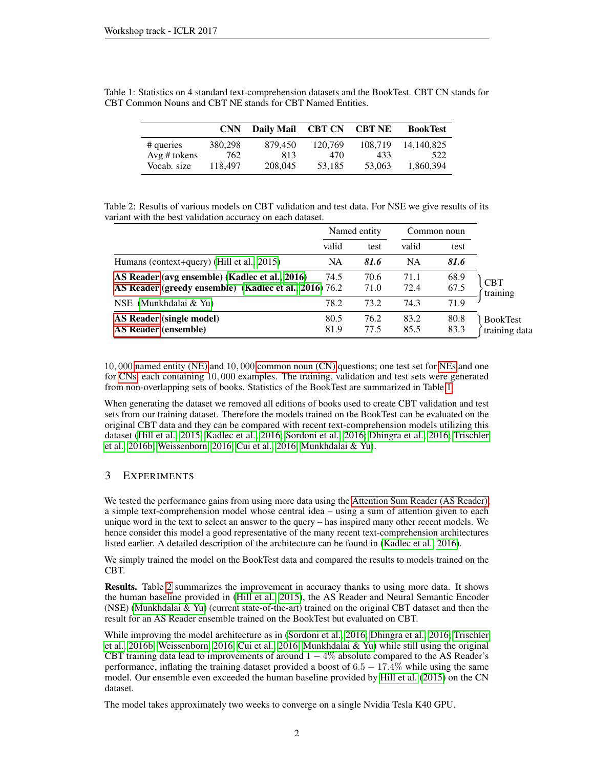Table 1: Statistics on 4 standard text-comprehension datasets and the BookTest. CBT CN stands for CBT Common Nouns and CBT NE stands for CBT Named Entities.

| | CNN | Daily Mail | CBT CN | CBT NE | BookTest |
|---|---|---|---|---|---|
| # queries | 380,298 | 879,450 | 120,769 | 108,719 | 14,140,825 |
| Avg # tokens | 762 | 813 | 470 | 433 | 522 |
| Vocab. size | 118,497 | 208,045 | 53,185 | 53,063 | 1,860,394 |

Table 2: Results of various models on CBT validation and test data. For NSE we give results of its variant with the best validation accuracy on each dataset.

| | Named entity | | Common noun | | |
|---|---|---|---|---|---|
| | valid | test | valid | test | |
| Humans (context+query) (Hill et al., 2015) | NA | ***81.6*** | NA | ***81.6*** | |
| **AS Reader (avg ensemble) (Kadlec et al., 2016)** | 74.5 | 70.6 | 71.1 | 68.9 | CBT training |
| **AS Reader (greedy ensemble) (Kadlec et al., 2016)** | 76.2 | 71.0 | 72.4 | 67.5 | CBT training |
| NSE (Munkhdalai & Yu) | 78.2 | 73.2 | 74.3 | 71.9 | CBT training |
| **AS Reader (single model)** | 80.5 | 76.2 | 83.2 | 80.8 | BookTest training data |
| **AS Reader (ensemble)** | 81.9 | 77.5 | 85.5 | 83.3 | BookTest training data |

$10,000$ named entity (NE) and $10,000$ common noun (CN) questions; one test set for NEs and one for CNs, each containing $10,000$ examples. The training, validation and test sets were generated from non-overlapping sets of books. Statistics of the BookTest are summarized in Table 1.

When generating the dataset we removed all editions of books used to create CBT validation and test sets from our training dataset. Therefore the models trained on the BookTest can be evaluated on the original CBT data and they can be compared with recent text-comprehension models utilizing this dataset (Hill et al., 2015; Kadlec et al., 2016; Sordoni et al., 2016; Dhingra et al., 2016; Trischler et al., 2016b; Weissenborn, 2016; Cui et al., 2016; Munkhdalai & Yu).

## 3 Experiments

We tested the performance gains from using more data using the Attention Sum Reader (AS Reader), a simple text-comprehension model whose central idea – using a sum of attention given to each unique word in the text to select an answer to the query – has inspired many other recent models. We hence consider this model a good representative of the many recent text-comprehension architectures listed earlier. A detailed description of the architecture can be found in (Kadlec et al., 2016).

We simply trained the model on the BookTest data and compared the results to models trained on the CBT.

**Results.** Table 2 summarizes the improvement in accuracy thanks to using more data. It shows the human baseline provided in (Hill et al., 2015), the AS Reader and Neural Semantic Encoder (NSE) (Munkhdalai & Yu) (current state-of-the-art) trained on the original CBT dataset and then the result for an AS Reader ensemble trained on the BookTest but evaluated on CBT.

While improving the model architecture as in (Sordoni et al., 2016; Dhingra et al., 2016; Trischler et al., 2016b; Weissenborn, 2016; Cui et al., 2016; Munkhdalai & Yu) while still using the original CBT training data lead to improvements of around $1-4\%$ absolute compared to the AS Reader's performance, inflating the training dataset provided a boost of $6.5-17.4\%$ while using the same model. Our ensemble even exceeded the human baseline provided by Hill et al. (2015) on the CN dataset.

The model takes approximately two weeks to converge on a single Nvidia Tesla K40 GPU.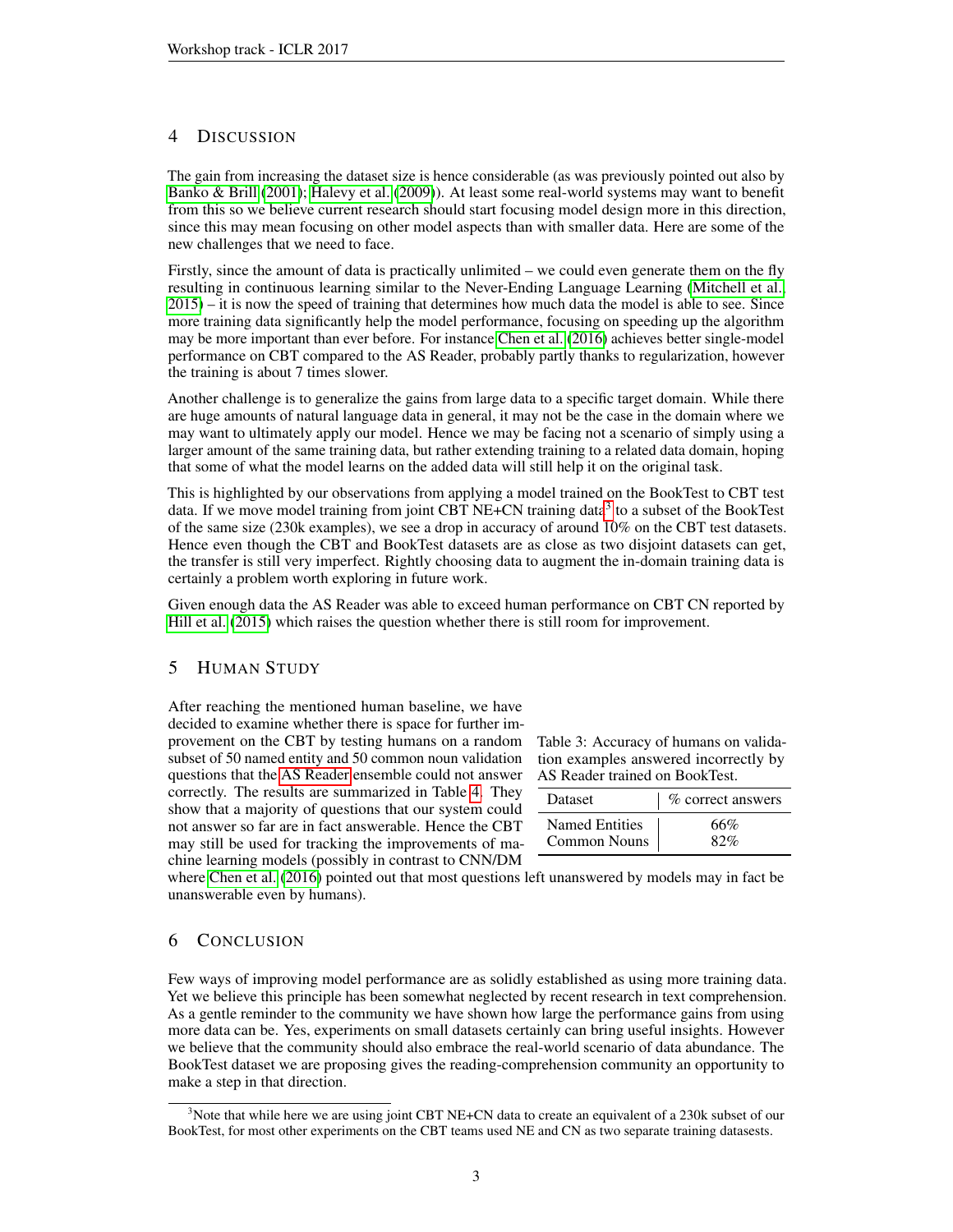## 4 Discussion

The gain from increasing the dataset size is hence considerable (as was previously pointed out also by Banko & Brill (2001); Halevy et al. (2009)). At least some real-world systems may want to benefit from this so we believe current research should start focusing model design more in this direction, since this may mean focusing on other model aspects than with smaller data. Here are some of the new challenges that we need to face.

Firstly, since the amount of data is practically unlimited – we could even generate them on the fly resulting in continuous learning similar to the Never-Ending Language Learning (Mitchell et al., 2015) – it is now the speed of training that determines how much data the model is able to see. Since more training data significantly help the model performance, focusing on speeding up the algorithm may be more important than ever before. For instance Chen et al. (2016) achieves better single-model performance on CBT compared to the AS Reader, probably partly thanks to regularization, however the training is about 7 times slower.

Another challenge is to generalize the gains from large data to a specific target domain. While there are huge amounts of natural language data in general, it may not be the case in the domain where we may want to ultimately apply our model. Hence we may be facing not a scenario of simply using a larger amount of the same training data, but rather extending training to a related data domain, hoping that some of what the model learns on the added data will still help it on the original task.

This is highlighted by our observations from applying a model trained on the BookTest to CBT test data. If we move model training from joint CBT NE+CN training data[3] to a subset of the BookTest of the same size (230k examples), we see a drop in accuracy of around 10% on the CBT test datasets. Hence even though the CBT and BookTest datasets are as close as two disjoint datasets can get, the transfer is still very imperfect. Rightly choosing data to augment the in-domain training data is certainly a problem worth exploring in future work.

Given enough data the AS Reader was able to exceed human performance on CBT CN reported by Hill et al. (2015) which raises the question whether there is still room for improvement.

## 5 Human Study

After reaching the mentioned human baseline, we have decided to examine whether there is space for further improvement on the CBT by testing humans on a random subset of 50 named entity and 50 common noun validation questions that the AS Reader ensemble could not answer correctly. The results are summarized in Table 4. They show that a majority of questions that our system could not answer so far are in fact answerable. Hence the CBT may still be used for tracking the improvements of machine learning models (possibly in contrast to CNN/DM where Chen et al. (2016) pointed out that most questions left unanswered by models may in fact be unanswerable even by humans).

Table 3: Accuracy of humans on validation examples answered incorrectly by AS Reader trained on BookTest.

| Dataset | % correct answers |
|---|---|
| Named Entities | 66% |
| Common Nouns | 82% |

## 6 Conclusion

Few ways of improving model performance are as solidly established as using more training data. Yet we believe this principle has been somewhat neglected by recent research in text comprehension. As a gentle reminder to the community we have shown how large the performance gains from using more data can be. Yes, experiments on small datasets certainly can bring useful insights. However we believe that the community should also embrace the real-world scenario of data abundance. The BookTest dataset we are proposing gives the reading-comprehension community an opportunity to make a step in that direction.

[3] Note that while here we are using joint CBT NE+CN data to create an equivalent of a 230k subset of our BookTest, for most other experiments on the CBT teams used NE and CN as two separate training datasests.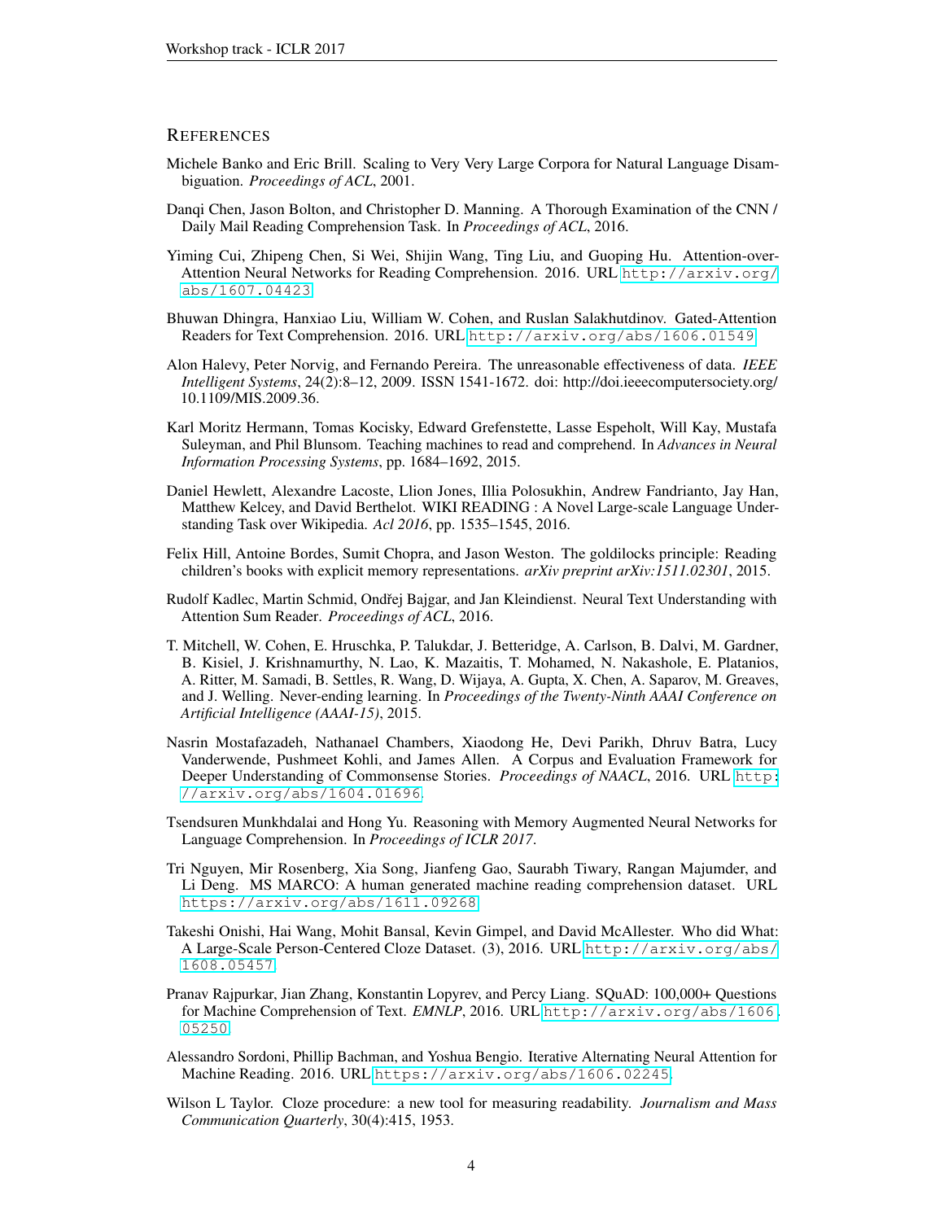## REFERENCES

Michele Banko and Eric Brill. Scaling to Very Very Large Corpora for Natural Language Disambiguation. *Proceedings of ACL*, 2001.

Danqi Chen, Jason Bolton, and Christopher D. Manning. A Thorough Examination of the CNN / Daily Mail Reading Comprehension Task. In *Proceedings of ACL*, 2016.

Yiming Cui, Zhipeng Chen, Si Wei, Shijin Wang, Ting Liu, and Guoping Hu. Attention-over-Attention Neural Networks for Reading Comprehension. 2016. URL http://arxiv.org/abs/1607.04423.

Bhuwan Dhingra, Hanxiao Liu, William W. Cohen, and Ruslan Salakhutdinov. Gated-Attention Readers for Text Comprehension. 2016. URL http://arxiv.org/abs/1606.01549.

Alon Halevy, Peter Norvig, and Fernando Pereira. The unreasonable effectiveness of data. *IEEE Intelligent Systems*, 24(2):8–12, 2009. ISSN 1541-1672. doi: http://doi.ieeecomputersociety.org/10.1109/MIS.2009.36.

Karl Moritz Hermann, Tomas Kocisky, Edward Grefenstette, Lasse Espeholt, Will Kay, Mustafa Suleyman, and Phil Blunsom. Teaching machines to read and comprehend. In *Advances in Neural Information Processing Systems*, pp. 1684–1692, 2015.

Daniel Hewlett, Alexandre Lacoste, Llion Jones, Illia Polosukhin, Andrew Fandrianto, Jay Han, Matthew Kelcey, and David Berthelot. WIKI READING : A Novel Large-scale Language Understanding Task over Wikipedia. *Acl 2016*, pp. 1535–1545, 2016.

Felix Hill, Antoine Bordes, Sumit Chopra, and Jason Weston. The goldilocks principle: Reading children's books with explicit memory representations. *arXiv preprint arXiv:1511.02301*, 2015.

Rudolf Kadlec, Martin Schmid, Ondřej Bajgar, and Jan Kleindienst. Neural Text Understanding with Attention Sum Reader. *Proceedings of ACL*, 2016.

T. Mitchell, W. Cohen, E. Hruschka, P. Talukdar, J. Betteridge, A. Carlson, B. Dalvi, M. Gardner, B. Kisiel, J. Krishnamurthy, N. Lao, K. Mazaitis, T. Mohamed, N. Nakashole, E. Platanios, A. Ritter, M. Samadi, B. Settles, R. Wang, D. Wijaya, A. Gupta, X. Chen, A. Saparov, M. Greaves, and J. Welling. Never-ending learning. In *Proceedings of the Twenty-Ninth AAAI Conference on Artificial Intelligence (AAAI-15)*, 2015.

Nasrin Mostafazadeh, Nathanael Chambers, Xiaodong He, Devi Parikh, Dhruv Batra, Lucy Vanderwende, Pushmeet Kohli, and James Allen. A Corpus and Evaluation Framework for Deeper Understanding of Commonsense Stories. *Proceedings of NAACL*, 2016. URL http://arxiv.org/abs/1604.01696.

Tsendsuren Munkhdalai and Hong Yu. Reasoning with Memory Augmented Neural Networks for Language Comprehension. In *Proceedings of ICLR 2017*.

Tri Nguyen, Mir Rosenberg, Xia Song, Jianfeng Gao, Saurabh Tiwary, Rangan Majumder, and Li Deng. MS MARCO: A human generated machine reading comprehension dataset. URL https://arxiv.org/abs/1611.09268.

Takeshi Onishi, Hai Wang, Mohit Bansal, Kevin Gimpel, and David McAllester. Who did What: A Large-Scale Person-Centered Cloze Dataset. (3), 2016. URL http://arxiv.org/abs/1608.05457.

Pranav Rajpurkar, Jian Zhang, Konstantin Lopyrev, and Percy Liang. SQuAD: 100,000+ Questions for Machine Comprehension of Text. *EMNLP*, 2016. URL http://arxiv.org/abs/1606.05250.

Alessandro Sordoni, Phillip Bachman, and Yoshua Bengio. Iterative Alternating Neural Attention for Machine Reading. 2016. URL https://arxiv.org/abs/1606.02245.

Wilson L Taylor. Cloze procedure: a new tool for measuring readability. *Journalism and Mass Communication Quarterly*, 30(4):415, 1953.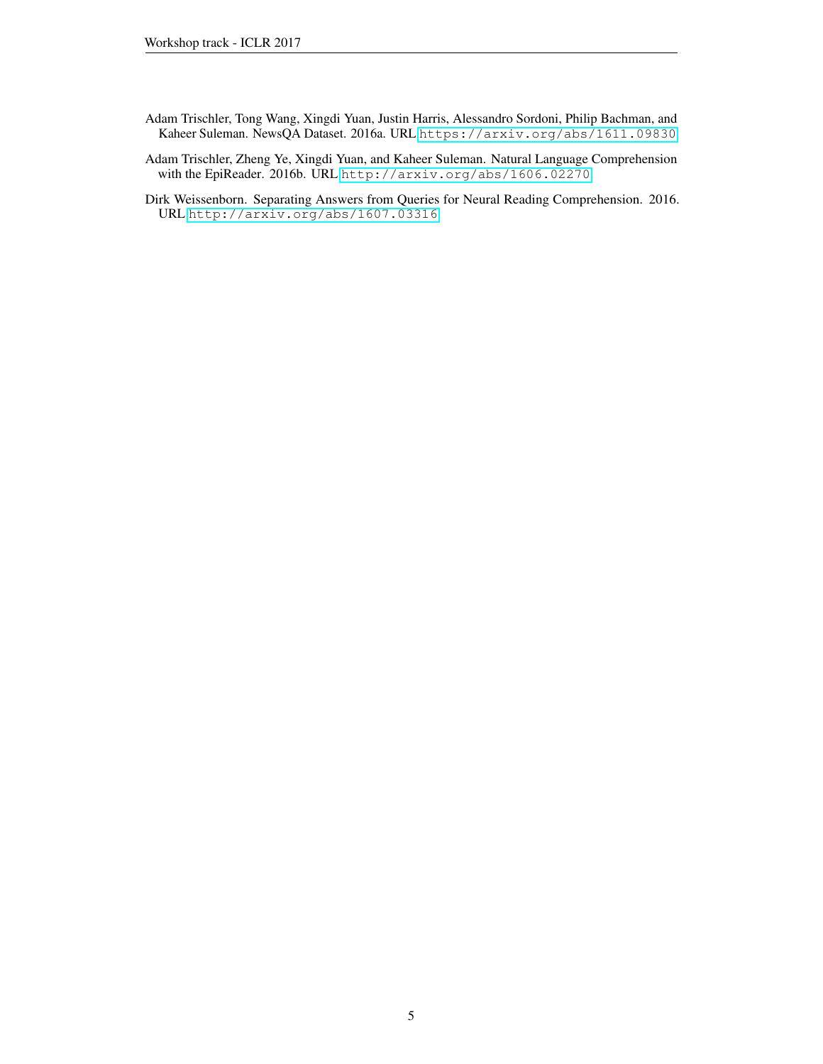Adam Trischler, Tong Wang, Xingdi Yuan, Justin Harris, Alessandro Sordoni, Philip Bachman, and Kaheer Suleman. NewsQA Dataset. 2016a. URL https://arxiv.org/abs/1611.09830.

Adam Trischler, Zheng Ye, Xingdi Yuan, and Kaheer Suleman. Natural Language Comprehension with the EpiReader. 2016b. URL http://arxiv.org/abs/1606.02270.

Dirk Weissenborn. Separating Answers from Queries for Neural Reading Comprehension. 2016. URL http://arxiv.org/abs/1607.03316.